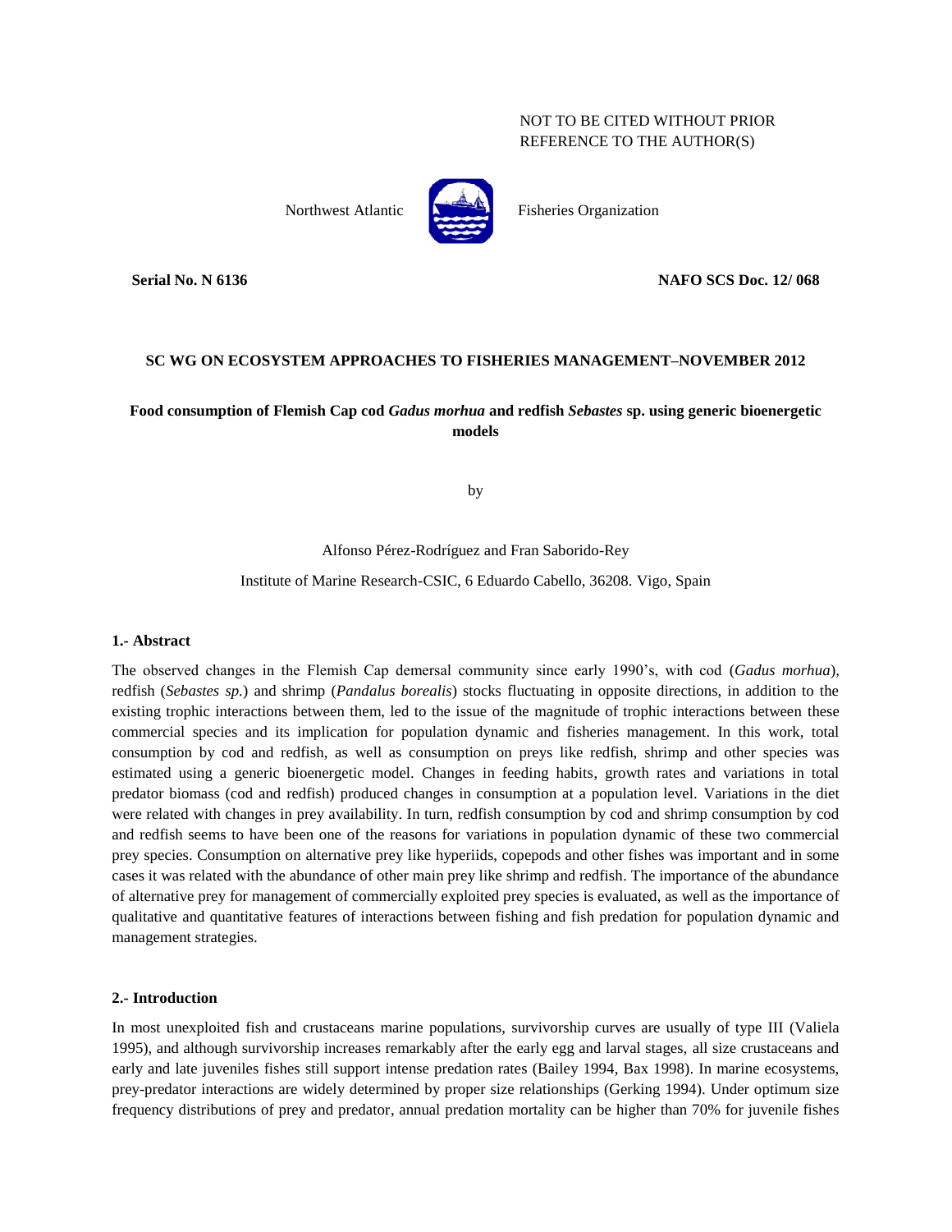NOT TO BE CITED WITHOUT PRIOR REFERENCE TO THE AUTHOR(S)

Northwest Atlantic Fisheries Organization

**Serial No. N 6136** **NAFO SCS Doc. 12/ 068**

**SC WG ON ECOSYSTEM APPROACHES TO FISHERIES MANAGEMENT–NOVEMBER 2012**

# Food consumption of Flemish Cap cod *Gadus morhua* and redfish *Sebastes* sp. using generic bioenergetic models

by

Alfonso Pérez-Rodríguez and Fran Saborido-Rey

Institute of Marine Research-CSIC, 6 Eduardo Cabello, 36208. Vigo, Spain

## 1.- Abstract

The observed changes in the Flemish Cap demersal community since early 1990's, with cod (*Gadus morhua*), redfish (*Sebastes sp.*) and shrimp (*Pandalus borealis*) stocks fluctuating in opposite directions, in addition to the existing trophic interactions between them, led to the issue of the magnitude of trophic interactions between these commercial species and its implication for population dynamic and fisheries management. In this work, total consumption by cod and redfish, as well as consumption on preys like redfish, shrimp and other species was estimated using a generic bioenergetic model. Changes in feeding habits, growth rates and variations in total predator biomass (cod and redfish) produced changes in consumption at a population level. Variations in the diet were related with changes in prey availability. In turn, redfish consumption by cod and shrimp consumption by cod and redfish seems to have been one of the reasons for variations in population dynamic of these two commercial prey species. Consumption on alternative prey like hyperiids, copepods and other fishes was important and in some cases it was related with the abundance of other main prey like shrimp and redfish. The importance of the abundance of alternative prey for management of commercially exploited prey species is evaluated, as well as the importance of qualitative and quantitative features of interactions between fishing and fish predation for population dynamic and management strategies.

## 2.- Introduction

In most unexploited fish and crustaceans marine populations, survivorship curves are usually of type III (Valiela 1995), and although survivorship increases remarkably after the early egg and larval stages, all size crustaceans and early and late juveniles fishes still support intense predation rates (Bailey 1994, Bax 1998). In marine ecosystems, prey-predator interactions are widely determined by proper size relationships (Gerking 1994). Under optimum size frequency distributions of prey and predator, annual predation mortality can be higher than 70% for juvenile fishes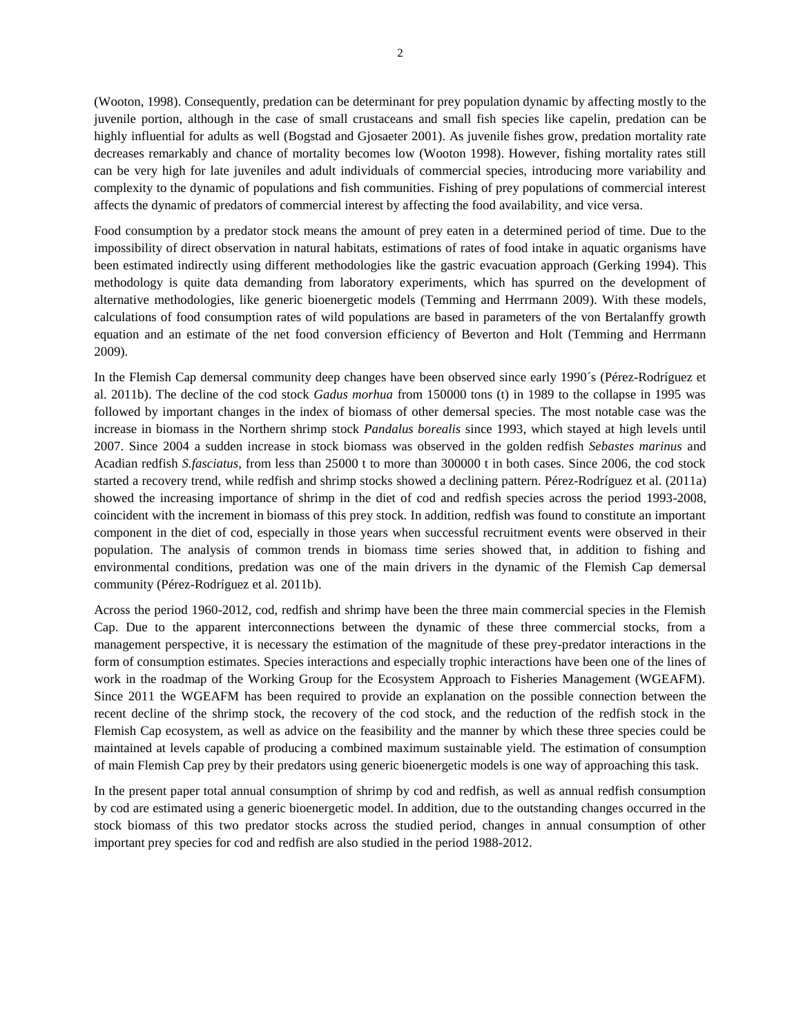(Wooton, 1998). Consequently, predation can be determinant for prey population dynamic by affecting mostly to the juvenile portion, although in the case of small crustaceans and small fish species like capelin, predation can be highly influential for adults as well (Bogstad and Gjosaeter 2001). As juvenile fishes grow, predation mortality rate decreases remarkably and chance of mortality becomes low (Wooton 1998). However, fishing mortality rates still can be very high for late juveniles and adult individuals of commercial species, introducing more variability and complexity to the dynamic of populations and fish communities. Fishing of prey populations of commercial interest affects the dynamic of predators of commercial interest by affecting the food availability, and vice versa.

Food consumption by a predator stock means the amount of prey eaten in a determined period of time. Due to the impossibility of direct observation in natural habitats, estimations of rates of food intake in aquatic organisms have been estimated indirectly using different methodologies like the gastric evacuation approach (Gerking 1994). This methodology is quite data demanding from laboratory experiments, which has spurred on the development of alternative methodologies, like generic bioenergetic models (Temming and Herrmann 2009). With these models, calculations of food consumption rates of wild populations are based in parameters of the von Bertalanffy growth equation and an estimate of the net food conversion efficiency of Beverton and Holt (Temming and Herrmann 2009).

In the Flemish Cap demersal community deep changes have been observed since early 1990´s (Pérez-Rodríguez et al. 2011b). The decline of the cod stock *Gadus morhua* from 150000 tons (t) in 1989 to the collapse in 1995 was followed by important changes in the index of biomass of other demersal species. The most notable case was the increase in biomass in the Northern shrimp stock *Pandalus borealis* since 1993, which stayed at high levels until 2007. Since 2004 a sudden increase in stock biomass was observed in the golden redfish *Sebastes marinus* and Acadian redfish *S.fasciatus*, from less than 25000 t to more than 300000 t in both cases. Since 2006, the cod stock started a recovery trend, while redfish and shrimp stocks showed a declining pattern. Pérez-Rodríguez et al. (2011a) showed the increasing importance of shrimp in the diet of cod and redfish species across the period 1993-2008, coincident with the increment in biomass of this prey stock. In addition, redfish was found to constitute an important component in the diet of cod, especially in those years when successful recruitment events were observed in their population. The analysis of common trends in biomass time series showed that, in addition to fishing and environmental conditions, predation was one of the main drivers in the dynamic of the Flemish Cap demersal community (Pérez-Rodríguez et al. 2011b).

Across the period 1960-2012, cod, redfish and shrimp have been the three main commercial species in the Flemish Cap. Due to the apparent interconnections between the dynamic of these three commercial stocks, from a management perspective, it is necessary the estimation of the magnitude of these prey-predator interactions in the form of consumption estimates. Species interactions and especially trophic interactions have been one of the lines of work in the roadmap of the Working Group for the Ecosystem Approach to Fisheries Management (WGEAFM). Since 2011 the WGEAFM has been required to provide an explanation on the possible connection between the recent decline of the shrimp stock, the recovery of the cod stock, and the reduction of the redfish stock in the Flemish Cap ecosystem, as well as advice on the feasibility and the manner by which these three species could be maintained at levels capable of producing a combined maximum sustainable yield. The estimation of consumption of main Flemish Cap prey by their predators using generic bioenergetic models is one way of approaching this task.

In the present paper total annual consumption of shrimp by cod and redfish, as well as annual redfish consumption by cod are estimated using a generic bioenergetic model. In addition, due to the outstanding changes occurred in the stock biomass of this two predator stocks across the studied period, changes in annual consumption of other important prey species for cod and redfish are also studied in the period 1988-2012.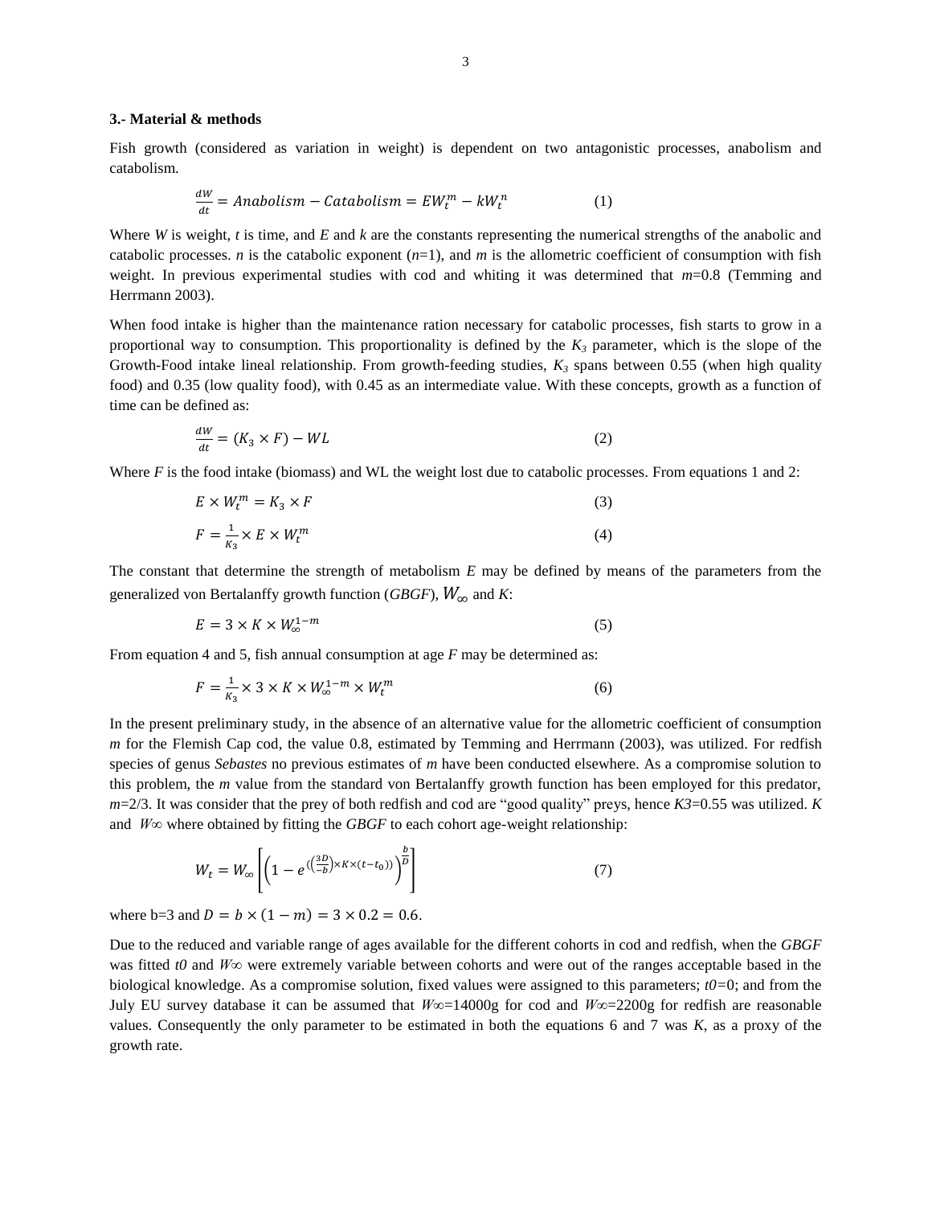### 3.- Material & methods

Fish growth (considered as variation in weight) is dependent on two antagonistic processes, anabolism and catabolism.

$$\frac{dW}{dt} = Anabolism - Catabolism = EW_t^m - kW_t^n \qquad (1)$$

Where *W* is weight, *t* is time, and *E* and *k* are the constants representing the numerical strengths of the anabolic and catabolic processes. *n* is the catabolic exponent ($n$=1), and *m* is the allometric coefficient of consumption with fish weight. In previous experimental studies with cod and whiting it was determined that $m$=0.8 (Temming and Herrmann 2003).

When food intake is higher than the maintenance ration necessary for catabolic processes, fish starts to grow in a proportional way to consumption. This proportionality is defined by the $K_3$ parameter, which is the slope of the Growth-Food intake lineal relationship. From growth-feeding studies, $K_3$ spans between 0.55 (when high quality food) and 0.35 (low quality food), with 0.45 as an intermediate value. With these concepts, growth as a function of time can be defined as:

$$\frac{dW}{dt} = (K_3 \times F) - WL \qquad (2)$$

Where *F* is the food intake (biomass) and WL the weight lost due to catabolic processes. From equations 1 and 2:

$$E \times W_t^m = K_3 \times F \qquad (3)$$

$$F = \frac{1}{K_3} \times E \times W_t^m \qquad (4)$$

The constant that determine the strength of metabolism *E* may be defined by means of the parameters from the generalized von Bertalanffy growth function (*GBGF*), $W_\infty$ and *K*:

$$E = 3 \times K \times W_\infty^{1-m} \qquad (5)$$

From equation 4 and 5, fish annual consumption at age *F* may be determined as:

$$F = \frac{1}{K_3} \times 3 \times K \times W_\infty^{1-m} \times W_t^m \qquad (6)$$

In the present preliminary study, in the absence of an alternative value for the allometric coefficient of consumption *m* for the Flemish Cap cod, the value 0.8, estimated by Temming and Herrmann (2003), was utilized. For redfish species of genus *Sebastes* no previous estimates of *m* have been conducted elsewhere. As a compromise solution to this problem, the *m* value from the standard von Bertalanffy growth function has been employed for this predator, $m$=2/3. It was consider that the prey of both redfish and cod are "good quality" preys, hence $K3$=0.55 was utilized. *K* and $W\infty$ where obtained by fitting the *GBGF* to each cohort age-weight relationship:

$$W_t = W_\infty \left[ \left( 1 - e^{\left( \left( \frac{3D}{-b} \right) \times K \times (t - t_0) \right)} \right)^{\frac{b}{D}} \right] \qquad (7)$$

where b=3 and $D = b \times (1 - m) = 3 \times 0.2 = 0.6$.

Due to the reduced and variable range of ages available for the different cohorts in cod and redfish, when the *GBGF* was fitted *t0* and $W\infty$ were extremely variable between cohorts and were out of the ranges acceptable based in the biological knowledge. As a compromise solution, fixed values were assigned to this parameters; $t0$=0; and from the July EU survey database it can be assumed that $W\infty$=14000g for cod and $W\infty$=2200g for redfish are reasonable values. Consequently the only parameter to be estimated in both the equations 6 and 7 was *K*, as a proxy of the growth rate.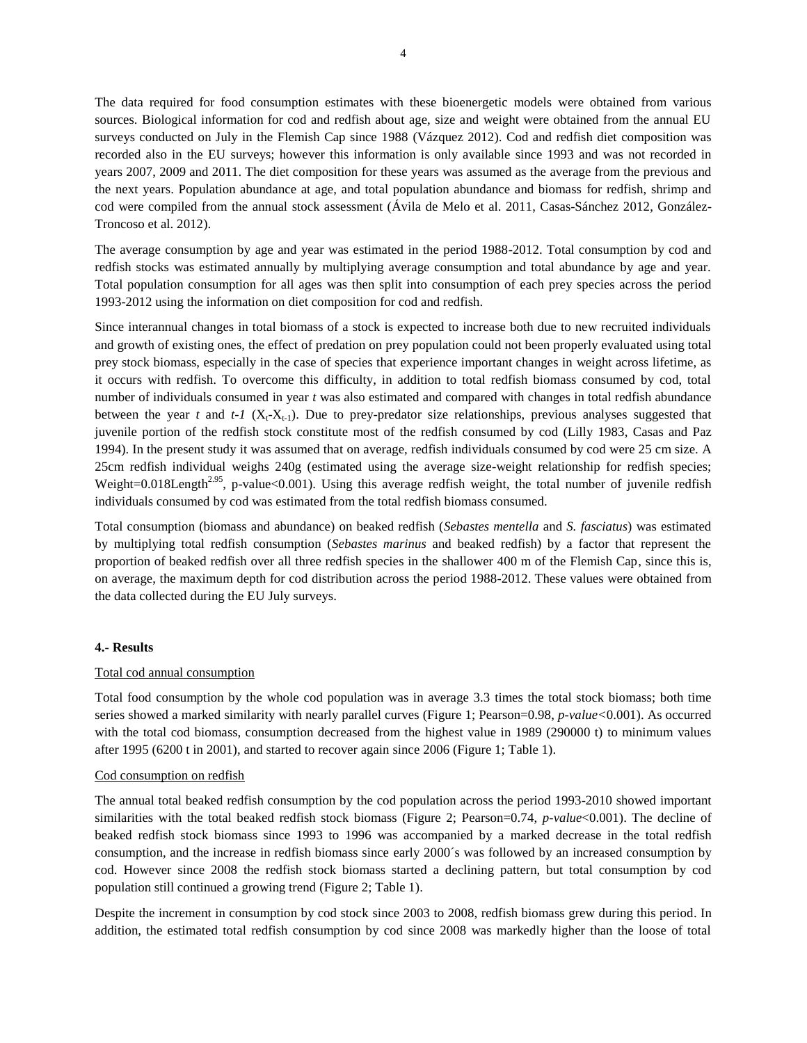The data required for food consumption estimates with these bioenergetic models were obtained from various sources. Biological information for cod and redfish about age, size and weight were obtained from the annual EU surveys conducted on July in the Flemish Cap since 1988 (Vázquez 2012). Cod and redfish diet composition was recorded also in the EU surveys; however this information is only available since 1993 and was not recorded in years 2007, 2009 and 2011. The diet composition for these years was assumed as the average from the previous and the next years. Population abundance at age, and total population abundance and biomass for redfish, shrimp and cod were compiled from the annual stock assessment (Ávila de Melo et al. 2011, Casas-Sánchez 2012, González-Troncoso et al. 2012).

The average consumption by age and year was estimated in the period 1988-2012. Total consumption by cod and redfish stocks was estimated annually by multiplying average consumption and total abundance by age and year. Total population consumption for all ages was then split into consumption of each prey species across the period 1993-2012 using the information on diet composition for cod and redfish.

Since interannual changes in total biomass of a stock is expected to increase both due to new recruited individuals and growth of existing ones, the effect of predation on prey population could not been properly evaluated using total prey stock biomass, especially in the case of species that experience important changes in weight across lifetime, as it occurs with redfish. To overcome this difficulty, in addition to total redfish biomass consumed by cod, total number of individuals consumed in year *t* was also estimated and compared with changes in total redfish abundance between the year *t* and *t-1* ($X_t$-$X_{t-1}$). Due to prey-predator size relationships, previous analyses suggested that juvenile portion of the redfish stock constitute most of the redfish consumed by cod (Lilly 1983, Casas and Paz 1994). In the present study it was assumed that on average, redfish individuals consumed by cod were 25 cm size. A 25cm redfish individual weighs 240g (estimated using the average size-weight relationship for redfish species; Weight=0.018Length$^{2.95}$, p-value<0.001). Using this average redfish weight, the total number of juvenile redfish individuals consumed by cod was estimated from the total redfish biomass consumed.

Total consumption (biomass and abundance) on beaked redfish (*Sebastes mentella* and *S. fasciatus*) was estimated by multiplying total redfish consumption (*Sebastes marinus* and beaked redfish) by a factor that represent the proportion of beaked redfish over all three redfish species in the shallower 400 m of the Flemish Cap, since this is, on average, the maximum depth for cod distribution across the period 1988-2012. These values were obtained from the data collected during the EU July surveys.

## 4.- Results

Total cod annual consumption

Total food consumption by the whole cod population was in average 3.3 times the total stock biomass; both time series showed a marked similarity with nearly parallel curves (Figure 1; Pearson=0.98, *p-value*<0.001). As occurred with the total cod biomass, consumption decreased from the highest value in 1989 (290000 t) to minimum values after 1995 (6200 t in 2001), and started to recover again since 2006 (Figure 1; Table 1).

Cod consumption on redfish

The annual total beaked redfish consumption by the cod population across the period 1993-2010 showed important similarities with the total beaked redfish stock biomass (Figure 2; Pearson=0.74, *p-value*<0.001). The decline of beaked redfish stock biomass since 1993 to 1996 was accompanied by a marked decrease in the total redfish consumption, and the increase in redfish biomass since early 2000´s was followed by an increased consumption by cod. However since 2008 the redfish stock biomass started a declining pattern, but total consumption by cod population still continued a growing trend (Figure 2; Table 1).

Despite the increment in consumption by cod stock since 2003 to 2008, redfish biomass grew during this period. In addition, the estimated total redfish consumption by cod since 2008 was markedly higher than the loose of total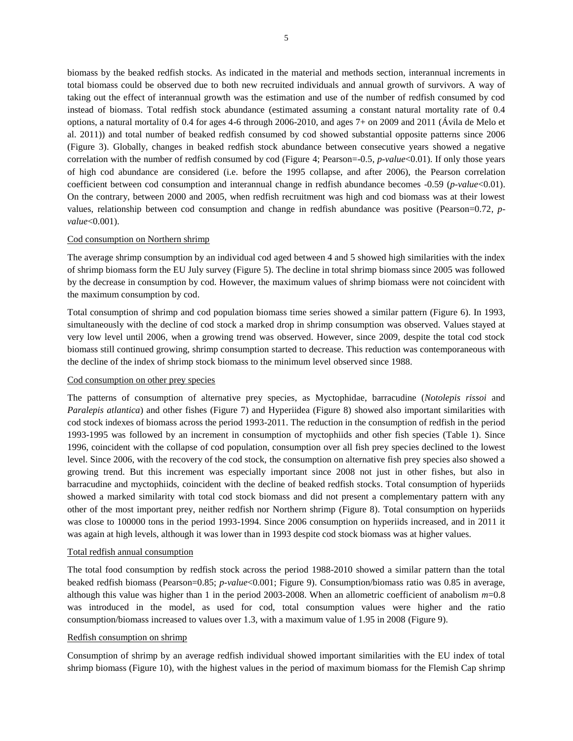biomass by the beaked redfish stocks. As indicated in the material and methods section, interannual increments in total biomass could be observed due to both new recruited individuals and annual growth of survivors. A way of taking out the effect of interannual growth was the estimation and use of the number of redfish consumed by cod instead of biomass. Total redfish stock abundance (estimated assuming a constant natural mortality rate of 0.4 options, a natural mortality of 0.4 for ages 4-6 through 2006-2010, and ages 7+ on 2009 and 2011 (Ávila de Melo et al. 2011)) and total number of beaked redfish consumed by cod showed substantial opposite patterns since 2006 (Figure 3). Globally, changes in beaked redfish stock abundance between consecutive years showed a negative correlation with the number of redfish consumed by cod (Figure 4; Pearson=-0.5, *p-value*<0.01). If only those years of high cod abundance are considered (i.e. before the 1995 collapse, and after 2006), the Pearson correlation coefficient between cod consumption and interannual change in redfish abundance becomes -0.59 (*p-value*<0.01). On the contrary, between 2000 and 2005, when redfish recruitment was high and cod biomass was at their lowest values, relationship between cod consumption and change in redfish abundance was positive (Pearson=0.72, *p-value*<0.001).

<u>Cod consumption on Northern shrimp</u>

The average shrimp consumption by an individual cod aged between 4 and 5 showed high similarities with the index of shrimp biomass form the EU July survey (Figure 5). The decline in total shrimp biomass since 2005 was followed by the decrease in consumption by cod. However, the maximum values of shrimp biomass were not coincident with the maximum consumption by cod.

Total consumption of shrimp and cod population biomass time series showed a similar pattern (Figure 6). In 1993, simultaneously with the decline of cod stock a marked drop in shrimp consumption was observed. Values stayed at very low level until 2006, when a growing trend was observed. However, since 2009, despite the total cod stock biomass still continued growing, shrimp consumption started to decrease. This reduction was contemporaneous with the decline of the index of shrimp stock biomass to the minimum level observed since 1988.

<u>Cod consumption on other prey species</u>

The patterns of consumption of alternative prey species, as Myctophidae, barracudine (*Notolepis rissoi* and *Paralepis atlantica*) and other fishes (Figure 7) and Hyperiidea (Figure 8) showed also important similarities with cod stock indexes of biomass across the period 1993-2011. The reduction in the consumption of redfish in the period 1993-1995 was followed by an increment in consumption of myctophiids and other fish species (Table 1). Since 1996, coincident with the collapse of cod population, consumption over all fish prey species declined to the lowest level. Since 2006, with the recovery of the cod stock, the consumption on alternative fish prey species also showed a growing trend. But this increment was especially important since 2008 not just in other fishes, but also in barracudine and myctophiids, coincident with the decline of beaked redfish stocks. Total consumption of hyperiids showed a marked similarity with total cod stock biomass and did not present a complementary pattern with any other of the most important prey, neither redfish nor Northern shrimp (Figure 8). Total consumption on hyperiids was close to 100000 tons in the period 1993-1994. Since 2006 consumption on hyperiids increased, and in 2011 it was again at high levels, although it was lower than in 1993 despite cod stock biomass was at higher values.

<u>Total redfish annual consumption</u>

The total food consumption by redfish stock across the period 1988-2010 showed a similar pattern than the total beaked redfish biomass (Pearson=0.85; *p-value*<0.001; Figure 9). Consumption/biomass ratio was 0.85 in average, although this value was higher than 1 in the period 2003-2008. When an allometric coefficient of anabolism $m$=0.8 was introduced in the model, as used for cod, total consumption values were higher and the ratio consumption/biomass increased to values over 1.3, with a maximum value of 1.95 in 2008 (Figure 9).

<u>Redfish consumption on shrimp</u>

Consumption of shrimp by an average redfish individual showed important similarities with the EU index of total shrimp biomass (Figure 10), with the highest values in the period of maximum biomass for the Flemish Cap shrimp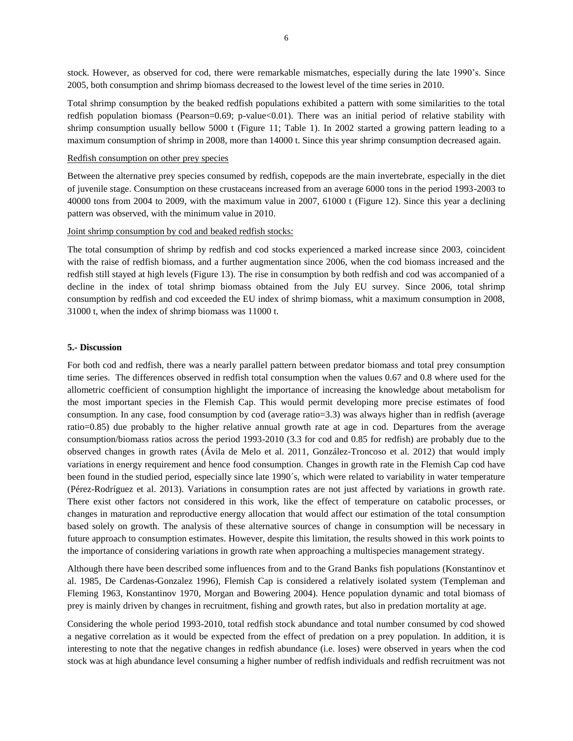stock. However, as observed for cod, there were remarkable mismatches, especially during the late 1990's. Since 2005, both consumption and shrimp biomass decreased to the lowest level of the time series in 2010.

Total shrimp consumption by the beaked redfish populations exhibited a pattern with some similarities to the total redfish population biomass (Pearson=0.69; p-value<0.01). There was an initial period of relative stability with shrimp consumption usually bellow 5000 t (Figure 11; Table 1). In 2002 started a growing pattern leading to a maximum consumption of shrimp in 2008, more than 14000 t. Since this year shrimp consumption decreased again.

<u>Redfish consumption on other prey species</u>

Between the alternative prey species consumed by redfish, copepods are the main invertebrate, especially in the diet of juvenile stage. Consumption on these crustaceans increased from an average 6000 tons in the period 1993-2003 to 40000 tons from 2004 to 2009, with the maximum value in 2007, 61000 t (Figure 12). Since this year a declining pattern was observed, with the minimum value in 2010.

<u>Joint shrimp consumption by cod and beaked redfish stocks:</u>

The total consumption of shrimp by redfish and cod stocks experienced a marked increase since 2003, coincident with the raise of redfish biomass, and a further augmentation since 2006, when the cod biomass increased and the redfish still stayed at high levels (Figure 13). The rise in consumption by both redfish and cod was accompanied of a decline in the index of total shrimp biomass obtained from the July EU survey. Since 2006, total shrimp consumption by redfish and cod exceeded the EU index of shrimp biomass, whit a maximum consumption in 2008, 31000 t, when the index of shrimp biomass was 11000 t.

## 5.- Discussion

For both cod and redfish, there was a nearly parallel pattern between predator biomass and total prey consumption time series. The differences observed in redfish total consumption when the values 0.67 and 0.8 where used for the allometric coefficient of consumption highlight the importance of increasing the knowledge about metabolism for the most important species in the Flemish Cap. This would permit developing more precise estimates of food consumption. In any case, food consumption by cod (average ratio=3.3) was always higher than in redfish (average ratio=0.85) due probably to the higher relative annual growth rate at age in cod. Departures from the average consumption/biomass ratios across the period 1993-2010 (3.3 for cod and 0.85 for redfish) are probably due to the observed changes in growth rates (Ávila de Melo et al. 2011, González-Troncoso et al. 2012) that would imply variations in energy requirement and hence food consumption. Changes in growth rate in the Flemish Cap cod have been found in the studied period, especially since late 1990´s, which were related to variability in water temperature (Pérez-Rodríguez et al. 2013). Variations in consumption rates are not just affected by variations in growth rate. There exist other factors not considered in this work, like the effect of temperature on catabolic processes, or changes in maturation and reproductive energy allocation that would affect our estimation of the total consumption based solely on growth. The analysis of these alternative sources of change in consumption will be necessary in future approach to consumption estimates. However, despite this limitation, the results showed in this work points to the importance of considering variations in growth rate when approaching a multispecies management strategy.

Although there have been described some influences from and to the Grand Banks fish populations (Konstantinov et al. 1985, De Cardenas-Gonzalez 1996), Flemish Cap is considered a relatively isolated system (Templeman and Fleming 1963, Konstantinov 1970, Morgan and Bowering 2004). Hence population dynamic and total biomass of prey is mainly driven by changes in recruitment, fishing and growth rates, but also in predation mortality at age.

Considering the whole period 1993-2010, total redfish stock abundance and total number consumed by cod showed a negative correlation as it would be expected from the effect of predation on a prey population. In addition, it is interesting to note that the negative changes in redfish abundance (i.e. loses) were observed in years when the cod stock was at high abundance level consuming a higher number of redfish individuals and redfish recruitment was not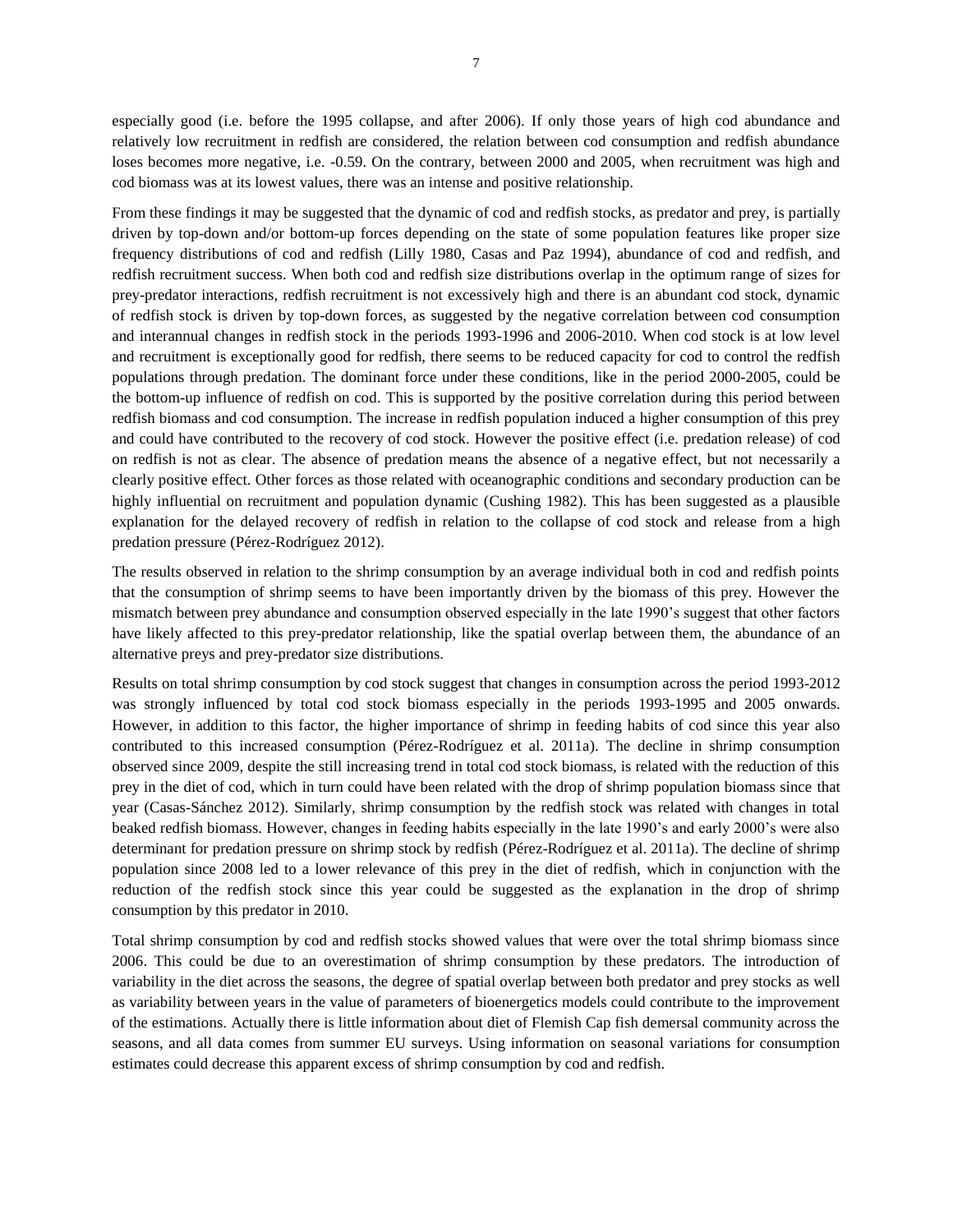especially good (i.e. before the 1995 collapse, and after 2006). If only those years of high cod abundance and relatively low recruitment in redfish are considered, the relation between cod consumption and redfish abundance loses becomes more negative, i.e. -0.59. On the contrary, between 2000 and 2005, when recruitment was high and cod biomass was at its lowest values, there was an intense and positive relationship.

From these findings it may be suggested that the dynamic of cod and redfish stocks, as predator and prey, is partially driven by top-down and/or bottom-up forces depending on the state of some population features like proper size frequency distributions of cod and redfish (Lilly 1980, Casas and Paz 1994), abundance of cod and redfish, and redfish recruitment success. When both cod and redfish size distributions overlap in the optimum range of sizes for prey-predator interactions, redfish recruitment is not excessively high and there is an abundant cod stock, dynamic of redfish stock is driven by top-down forces, as suggested by the negative correlation between cod consumption and interannual changes in redfish stock in the periods 1993-1996 and 2006-2010. When cod stock is at low level and recruitment is exceptionally good for redfish, there seems to be reduced capacity for cod to control the redfish populations through predation. The dominant force under these conditions, like in the period 2000-2005, could be the bottom-up influence of redfish on cod. This is supported by the positive correlation during this period between redfish biomass and cod consumption. The increase in redfish population induced a higher consumption of this prey and could have contributed to the recovery of cod stock. However the positive effect (i.e. predation release) of cod on redfish is not as clear. The absence of predation means the absence of a negative effect, but not necessarily a clearly positive effect. Other forces as those related with oceanographic conditions and secondary production can be highly influential on recruitment and population dynamic (Cushing 1982). This has been suggested as a plausible explanation for the delayed recovery of redfish in relation to the collapse of cod stock and release from a high predation pressure (Pérez-Rodríguez 2012).

The results observed in relation to the shrimp consumption by an average individual both in cod and redfish points that the consumption of shrimp seems to have been importantly driven by the biomass of this prey. However the mismatch between prey abundance and consumption observed especially in the late 1990's suggest that other factors have likely affected to this prey-predator relationship, like the spatial overlap between them, the abundance of an alternative preys and prey-predator size distributions.

Results on total shrimp consumption by cod stock suggest that changes in consumption across the period 1993-2012 was strongly influenced by total cod stock biomass especially in the periods 1993-1995 and 2005 onwards. However, in addition to this factor, the higher importance of shrimp in feeding habits of cod since this year also contributed to this increased consumption (Pérez-Rodríguez et al. 2011a). The decline in shrimp consumption observed since 2009, despite the still increasing trend in total cod stock biomass, is related with the reduction of this prey in the diet of cod, which in turn could have been related with the drop of shrimp population biomass since that year (Casas-Sánchez 2012). Similarly, shrimp consumption by the redfish stock was related with changes in total beaked redfish biomass. However, changes in feeding habits especially in the late 1990's and early 2000's were also determinant for predation pressure on shrimp stock by redfish (Pérez-Rodríguez et al. 2011a). The decline of shrimp population since 2008 led to a lower relevance of this prey in the diet of redfish, which in conjunction with the reduction of the redfish stock since this year could be suggested as the explanation in the drop of shrimp consumption by this predator in 2010.

Total shrimp consumption by cod and redfish stocks showed values that were over the total shrimp biomass since 2006. This could be due to an overestimation of shrimp consumption by these predators. The introduction of variability in the diet across the seasons, the degree of spatial overlap between both predator and prey stocks as well as variability between years in the value of parameters of bioenergetics models could contribute to the improvement of the estimations. Actually there is little information about diet of Flemish Cap fish demersal community across the seasons, and all data comes from summer EU surveys. Using information on seasonal variations for consumption estimates could decrease this apparent excess of shrimp consumption by cod and redfish.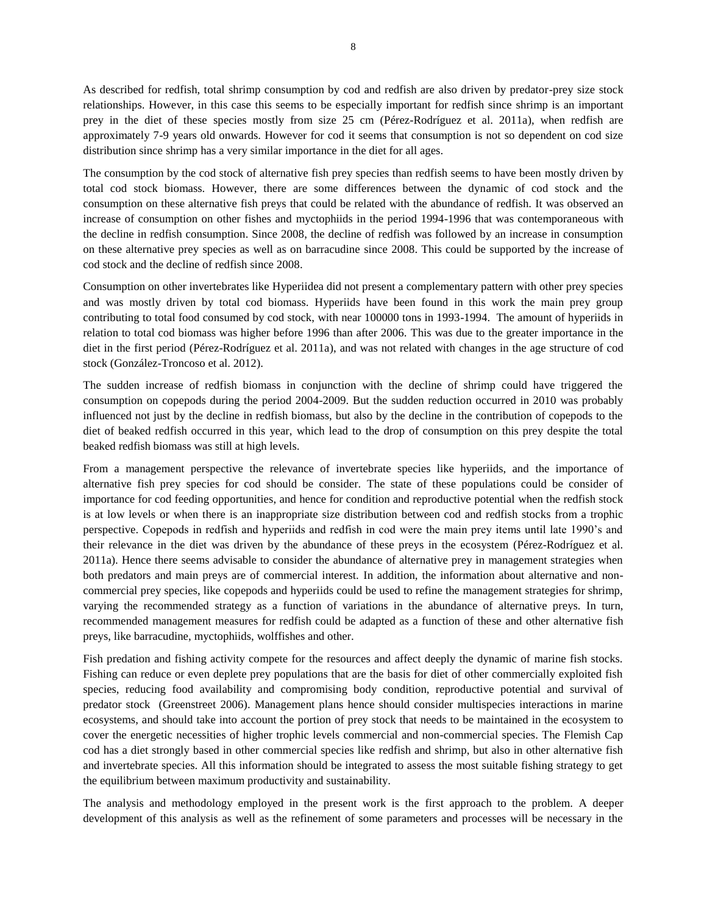As described for redfish, total shrimp consumption by cod and redfish are also driven by predator-prey size stock relationships. However, in this case this seems to be especially important for redfish since shrimp is an important prey in the diet of these species mostly from size 25 cm (Pérez-Rodríguez et al. 2011a), when redfish are approximately 7-9 years old onwards. However for cod it seems that consumption is not so dependent on cod size distribution since shrimp has a very similar importance in the diet for all ages.

The consumption by the cod stock of alternative fish prey species than redfish seems to have been mostly driven by total cod stock biomass. However, there are some differences between the dynamic of cod stock and the consumption on these alternative fish preys that could be related with the abundance of redfish. It was observed an increase of consumption on other fishes and myctophiids in the period 1994-1996 that was contemporaneous with the decline in redfish consumption. Since 2008, the decline of redfish was followed by an increase in consumption on these alternative prey species as well as on barracudine since 2008. This could be supported by the increase of cod stock and the decline of redfish since 2008.

Consumption on other invertebrates like Hyperiidea did not present a complementary pattern with other prey species and was mostly driven by total cod biomass. Hyperiids have been found in this work the main prey group contributing to total food consumed by cod stock, with near 100000 tons in 1993-1994. The amount of hyperiids in relation to total cod biomass was higher before 1996 than after 2006. This was due to the greater importance in the diet in the first period (Pérez-Rodríguez et al. 2011a), and was not related with changes in the age structure of cod stock (González-Troncoso et al. 2012).

The sudden increase of redfish biomass in conjunction with the decline of shrimp could have triggered the consumption on copepods during the period 2004-2009. But the sudden reduction occurred in 2010 was probably influenced not just by the decline in redfish biomass, but also by the decline in the contribution of copepods to the diet of beaked redfish occurred in this year, which lead to the drop of consumption on this prey despite the total beaked redfish biomass was still at high levels.

From a management perspective the relevance of invertebrate species like hyperiids, and the importance of alternative fish prey species for cod should be consider. The state of these populations could be consider of importance for cod feeding opportunities, and hence for condition and reproductive potential when the redfish stock is at low levels or when there is an inappropriate size distribution between cod and redfish stocks from a trophic perspective. Copepods in redfish and hyperiids and redfish in cod were the main prey items until late 1990's and their relevance in the diet was driven by the abundance of these preys in the ecosystem (Pérez-Rodríguez et al. 2011a). Hence there seems advisable to consider the abundance of alternative prey in management strategies when both predators and main preys are of commercial interest. In addition, the information about alternative and non-commercial prey species, like copepods and hyperiids could be used to refine the management strategies for shrimp, varying the recommended strategy as a function of variations in the abundance of alternative preys. In turn, recommended management measures for redfish could be adapted as a function of these and other alternative fish preys, like barracudine, myctophiids, wolffishes and other.

Fish predation and fishing activity compete for the resources and affect deeply the dynamic of marine fish stocks. Fishing can reduce or even deplete prey populations that are the basis for diet of other commercially exploited fish species, reducing food availability and compromising body condition, reproductive potential and survival of predator stock (Greenstreet 2006). Management plans hence should consider multispecies interactions in marine ecosystems, and should take into account the portion of prey stock that needs to be maintained in the ecosystem to cover the energetic necessities of higher trophic levels commercial and non-commercial species. The Flemish Cap cod has a diet strongly based in other commercial species like redfish and shrimp, but also in other alternative fish and invertebrate species. All this information should be integrated to assess the most suitable fishing strategy to get the equilibrium between maximum productivity and sustainability.

The analysis and methodology employed in the present work is the first approach to the problem. A deeper development of this analysis as well as the refinement of some parameters and processes will be necessary in the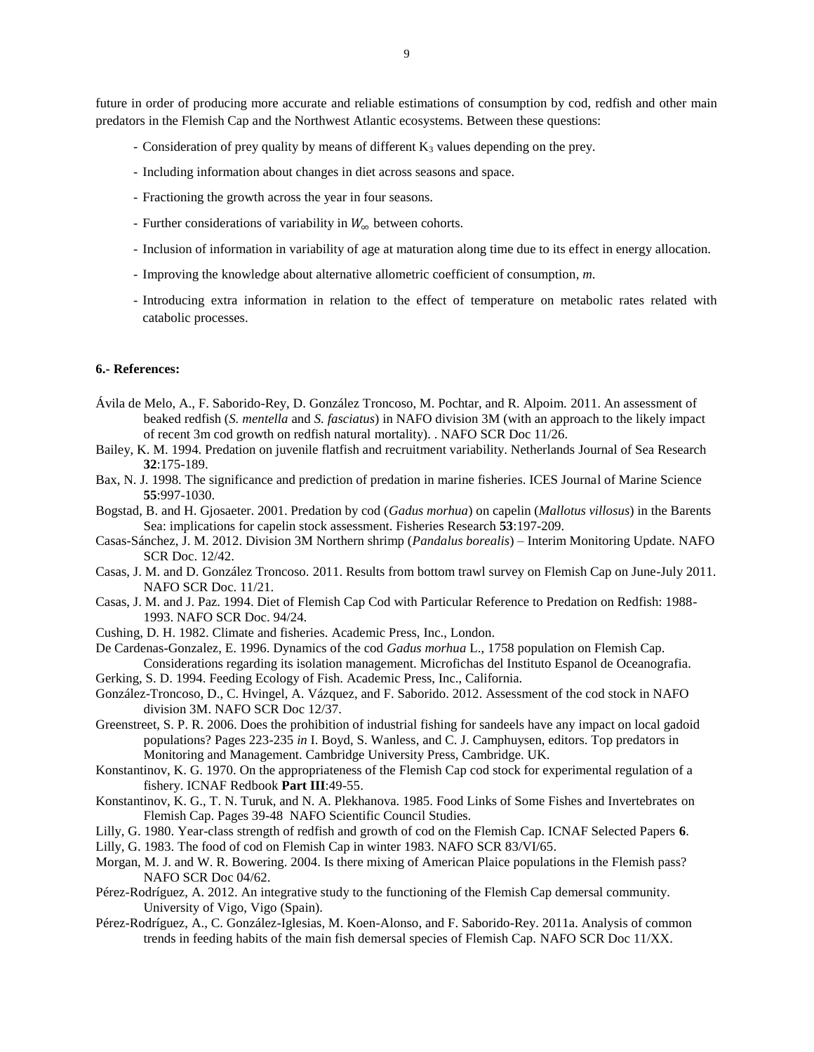future in order of producing more accurate and reliable estimations of consumption by cod, redfish and other main predators in the Flemish Cap and the Northwest Atlantic ecosystems. Between these questions:

- Consideration of prey quality by means of different $K_3$ values depending on the prey.
- Including information about changes in diet across seasons and space.
- Fractioning the growth across the year in four seasons.
- Further considerations of variability in $W_\infty$ between cohorts.
- Inclusion of information in variability of age at maturation along time due to its effect in energy allocation.
- Improving the knowledge about alternative allometric coefficient of consumption, *m*.
- Introducing extra information in relation to the effect of temperature on metabolic rates related with catabolic processes.

## 6.- References:

Ávila de Melo, A., F. Saborido-Rey, D. González Troncoso, M. Pochtar, and R. Alpoim. 2011. An assessment of beaked redfish (*S. mentella* and *S. fasciatus*) in NAFO division 3M (with an approach to the likely impact of recent 3m cod growth on redfish natural mortality). . NAFO SCR Doc 11/26.

Bailey, K. M. 1994. Predation on juvenile flatfish and recruitment variability. Netherlands Journal of Sea Research **32**:175-189.

Bax, N. J. 1998. The significance and prediction of predation in marine fisheries. ICES Journal of Marine Science **55**:997-1030.

Bogstad, B. and H. Gjosaeter. 2001. Predation by cod (*Gadus morhua*) on capelin (*Mallotus villosus*) in the Barents Sea: implications for capelin stock assessment. Fisheries Research **53**:197-209.

Casas-Sánchez, J. M. 2012. Division 3M Northern shrimp (*Pandalus borealis*) – Interim Monitoring Update. NAFO SCR Doc. 12/42.

Casas, J. M. and D. González Troncoso. 2011. Results from bottom trawl survey on Flemish Cap on June-July 2011. NAFO SCR Doc. 11/21.

Casas, J. M. and J. Paz. 1994. Diet of Flemish Cap Cod with Particular Reference to Predation on Redfish: 1988-1993. NAFO SCR Doc. 94/24.

Cushing, D. H. 1982. Climate and fisheries. Academic Press, Inc., London.

De Cardenas-Gonzalez, E. 1996. Dynamics of the cod *Gadus morhua* L., 1758 population on Flemish Cap. Considerations regarding its isolation management. Microfichas del Instituto Espanol de Oceanografia.

Gerking, S. D. 1994. Feeding Ecology of Fish. Academic Press, Inc., California.

González-Troncoso, D., C. Hvingel, A. Vázquez, and F. Saborido. 2012. Assessment of the cod stock in NAFO division 3M. NAFO SCR Doc 12/37.

Greenstreet, S. P. R. 2006. Does the prohibition of industrial fishing for sandeels have any impact on local gadoid populations? Pages 223-235 *in* I. Boyd, S. Wanless, and C. J. Camphuysen, editors. Top predators in Monitoring and Management. Cambridge University Press, Cambridge. UK.

Konstantinov, K. G. 1970. On the appropriateness of the Flemish Cap cod stock for experimental regulation of a fishery. ICNAF Redbook **Part III**:49-55.

Konstantinov, K. G., T. N. Turuk, and N. A. Plekhanova. 1985. Food Links of Some Fishes and Invertebrates on Flemish Cap. Pages 39-48 NAFO Scientific Council Studies.

Lilly, G. 1980. Year-class strength of redfish and growth of cod on the Flemish Cap. ICNAF Selected Papers **6**.

Lilly, G. 1983. The food of cod on Flemish Cap in winter 1983. NAFO SCR 83/VI/65.

Morgan, M. J. and W. R. Bowering. 2004. Is there mixing of American Plaice populations in the Flemish pass? NAFO SCR Doc 04/62.

Pérez-Rodríguez, A. 2012. An integrative study to the functioning of the Flemish Cap demersal community. University of Vigo, Vigo (Spain).

Pérez-Rodríguez, A., C. González-Iglesias, M. Koen-Alonso, and F. Saborido-Rey. 2011a. Analysis of common trends in feeding habits of the main fish demersal species of Flemish Cap. NAFO SCR Doc 11/XX.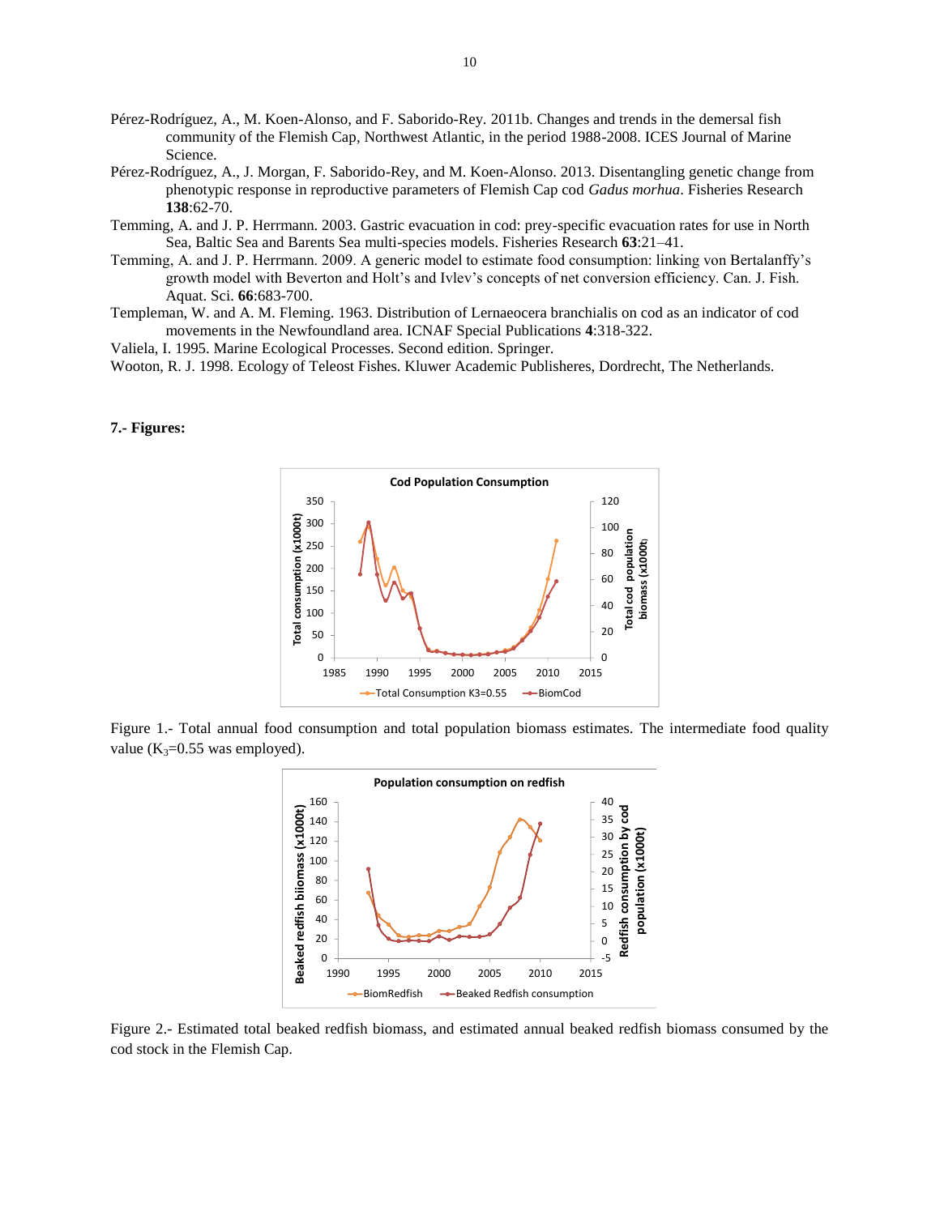Pérez-Rodríguez, A., M. Koen-Alonso, and F. Saborido-Rey. 2011b. Changes and trends in the demersal fish community of the Flemish Cap, Northwest Atlantic, in the period 1988-2008. ICES Journal of Marine Science.

Pérez-Rodríguez, A., J. Morgan, F. Saborido-Rey, and M. Koen-Alonso. 2013. Disentangling genetic change from phenotypic response in reproductive parameters of Flemish Cap cod *Gadus morhua*. Fisheries Research **138**:62-70.

Temming, A. and J. P. Herrmann. 2003. Gastric evacuation in cod: prey-specific evacuation rates for use in North Sea, Baltic Sea and Barents Sea multi-species models. Fisheries Research **63**:21–41.

Temming, A. and J. P. Herrmann. 2009. A generic model to estimate food consumption: linking von Bertalanffy's growth model with Beverton and Holt's and Ivlev's concepts of net conversion efficiency. Can. J. Fish. Aquat. Sci. **66**:683-700.

Templeman, W. and A. M. Fleming. 1963. Distribution of Lernaeocera branchialis on cod as an indicator of cod movements in the Newfoundland area. ICNAF Special Publications **4**:318-322.

Valiela, I. 1995. Marine Ecological Processes. Second edition. Springer.

Wooton, R. J. 1998. Ecology of Teleost Fishes. Kluwer Academic Publisheres, Dordrecht, The Netherlands.

**7.- Figures:**

Figure 1.- Total annual food consumption and total population biomass estimates. The intermediate food quality value ($K_3$=0.55 was employed).

Figure 2.- Estimated total beaked redfish biomass, and estimated annual beaked redfish biomass consumed by the cod stock in the Flemish Cap.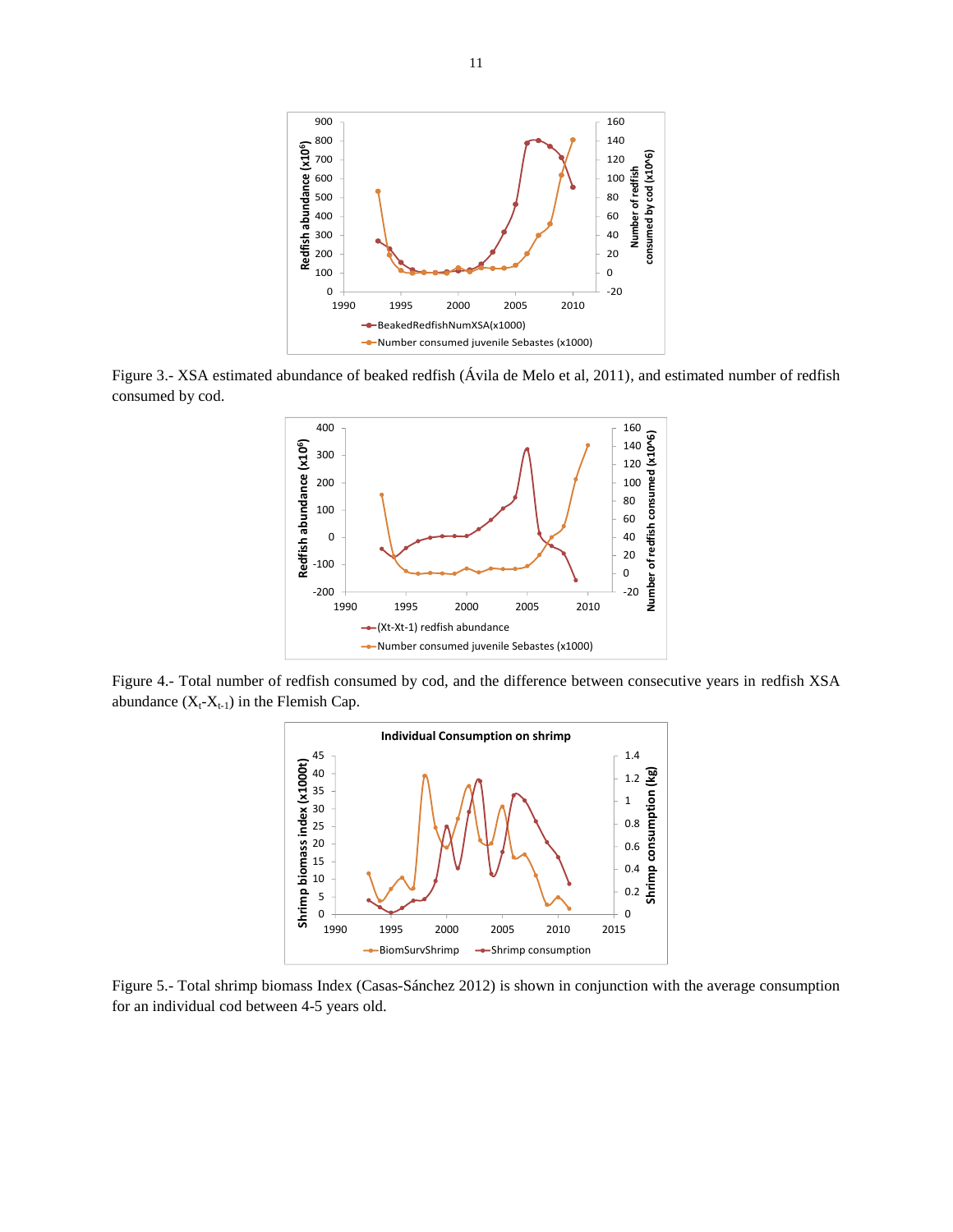Figure 3.- XSA estimated abundance of beaked redfish (Ávila de Melo et al, 2011), and estimated number of redfish consumed by cod.

Figure 4.- Total number of redfish consumed by cod, and the difference between consecutive years in redfish XSA abundance ($X_t$-$X_{t-1}$) in the Flemish Cap.

Figure 5.- Total shrimp biomass Index (Casas-Sánchez 2012) is shown in conjunction with the average consumption for an individual cod between 4-5 years old.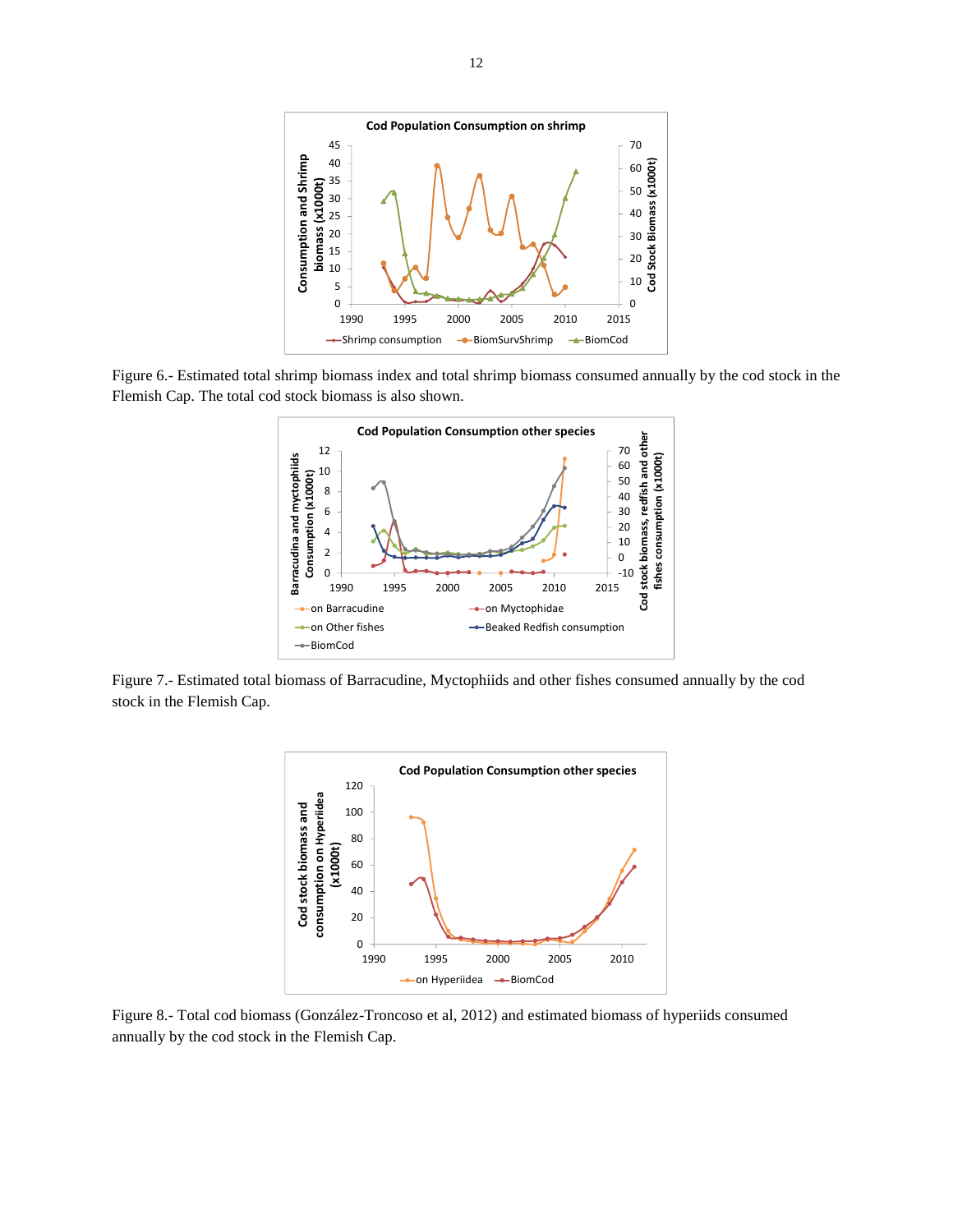Figure 6.- Estimated total shrimp biomass index and total shrimp biomass consumed annually by the cod stock in the Flemish Cap. The total cod stock biomass is also shown.

Figure 7.- Estimated total biomass of Barracudine, Myctophiids and other fishes consumed annually by the cod stock in the Flemish Cap.

Figure 8.- Total cod biomass (González-Troncoso et al, 2012) and estimated biomass of hyperiids consumed annually by the cod stock in the Flemish Cap.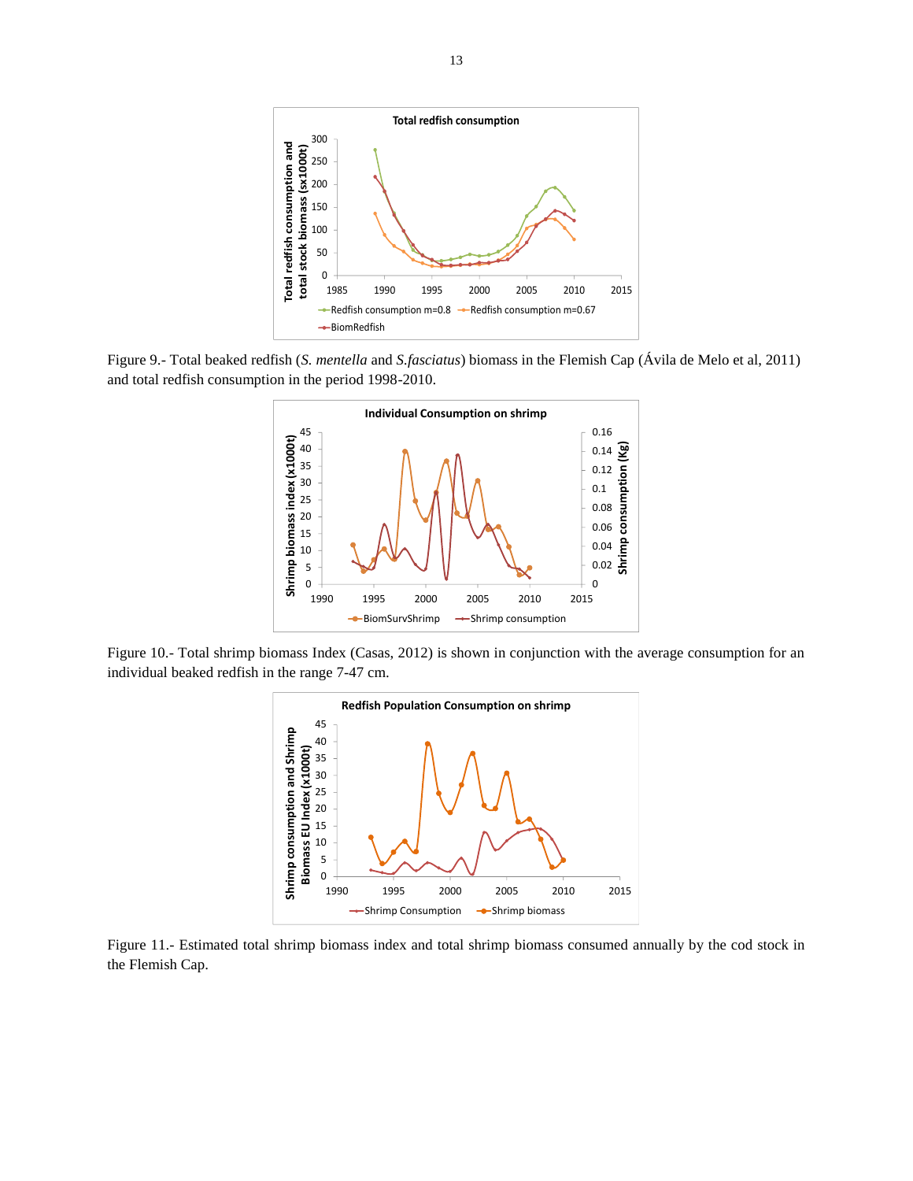Figure 9.- Total beaked redfish (*S. mentella* and *S.fasciatus*) biomass in the Flemish Cap (Ávila de Melo et al, 2011) and total redfish consumption in the period 1998-2010.

Figure 10.- Total shrimp biomass Index (Casas, 2012) is shown in conjunction with the average consumption for an individual beaked redfish in the range 7-47 cm.

Figure 11.- Estimated total shrimp biomass index and total shrimp biomass consumed annually by the cod stock in the Flemish Cap.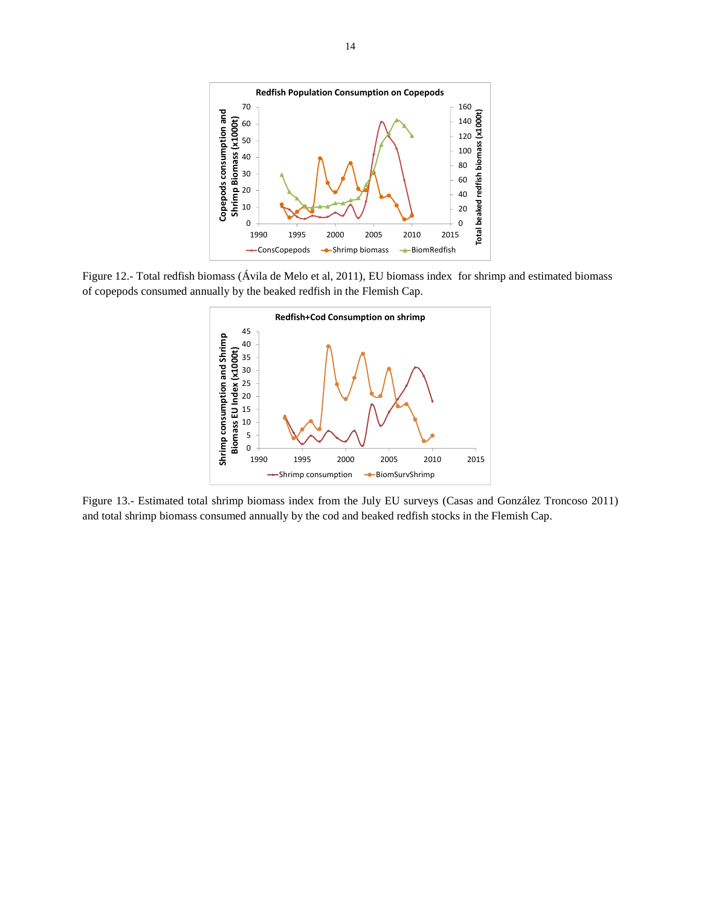Figure 12.- Total redfish biomass (Ávila de Melo et al, 2011), EU biomass index for shrimp and estimated biomass of copepods consumed annually by the beaked redfish in the Flemish Cap.

Figure 13.- Estimated total shrimp biomass index from the July EU surveys (Casas and González Troncoso 2011) and total shrimp biomass consumed annually by the cod and beaked redfish stocks in the Flemish Cap.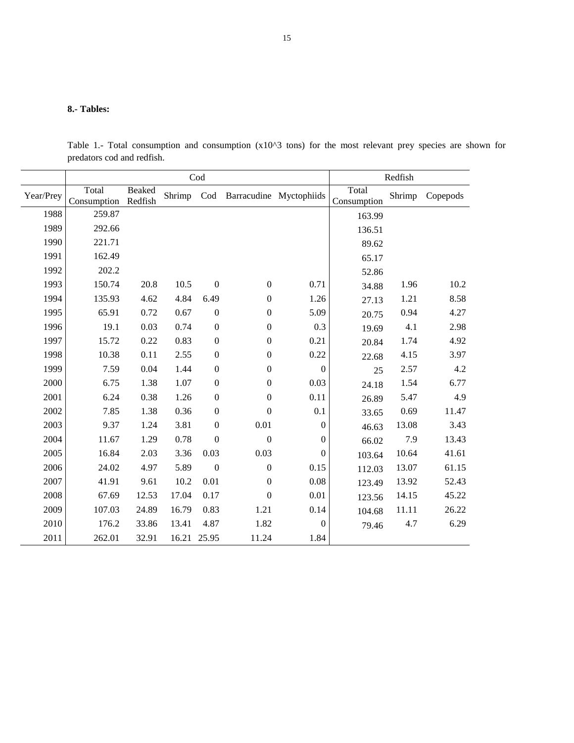**8.- Tables:**

Table 1.- Total consumption and consumption (x10^3 tons) for the most relevant prey species are shown for predators cod and redfish.

| | Cod | | | | | | Redfish | | |
|---|---|---|---|---|---|---|---|---|---|
| Year/Prey | Total Consumption | Beaked Redfish | Shrimp | Cod | Barracudine | Myctophiids | Total Consumption | Shrimp | Copepods |
| 1988 | 259.87 | | | | | | 163.99 | | |
| 1989 | 292.66 | | | | | | 136.51 | | |
| 1990 | 221.71 | | | | | | 89.62 | | |
| 1991 | 162.49 | | | | | | 65.17 | | |
| 1992 | 202.2 | | | | | | 52.86 | | |
| 1993 | 150.74 | 20.8 | 10.5 | 0 | 0 | 0.71 | 34.88 | 1.96 | 10.2 |
| 1994 | 135.93 | 4.62 | 4.84 | 6.49 | 0 | 1.26 | 27.13 | 1.21 | 8.58 |
| 1995 | 65.91 | 0.72 | 0.67 | 0 | 0 | 5.09 | 20.75 | 0.94 | 4.27 |
| 1996 | 19.1 | 0.03 | 0.74 | 0 | 0 | 0.3 | 19.69 | 4.1 | 2.98 |
| 1997 | 15.72 | 0.22 | 0.83 | 0 | 0 | 0.21 | 20.84 | 1.74 | 4.92 |
| 1998 | 10.38 | 0.11 | 2.55 | 0 | 0 | 0.22 | 22.68 | 4.15 | 3.97 |
| 1999 | 7.59 | 0.04 | 1.44 | 0 | 0 | 0 | 25 | 2.57 | 4.2 |
| 2000 | 6.75 | 1.38 | 1.07 | 0 | 0 | 0.03 | 24.18 | 1.54 | 6.77 |
| 2001 | 6.24 | 0.38 | 1.26 | 0 | 0 | 0.11 | 26.89 | 5.47 | 4.9 |
| 2002 | 7.85 | 1.38 | 0.36 | 0 | 0 | 0.1 | 33.65 | 0.69 | 11.47 |
| 2003 | 9.37 | 1.24 | 3.81 | 0 | 0.01 | 0 | 46.63 | 13.08 | 3.43 |
| 2004 | 11.67 | 1.29 | 0.78 | 0 | 0 | 0 | 66.02 | 7.9 | 13.43 |
| 2005 | 16.84 | 2.03 | 3.36 | 0.03 | 0.03 | 0 | 103.64 | 10.64 | 41.61 |
| 2006 | 24.02 | 4.97 | 5.89 | 0 | 0 | 0.15 | 112.03 | 13.07 | 61.15 |
| 2007 | 41.91 | 9.61 | 10.2 | 0.01 | 0 | 0.08 | 123.49 | 13.92 | 52.43 |
| 2008 | 67.69 | 12.53 | 17.04 | 0.17 | 0 | 0.01 | 123.56 | 14.15 | 45.22 |
| 2009 | 107.03 | 24.89 | 16.79 | 0.83 | 1.21 | 0.14 | 104.68 | 11.11 | 26.22 |
| 2010 | 176.2 | 33.86 | 13.41 | 4.87 | 1.82 | 0 | 79.46 | 4.7 | 6.29 |
| 2011 | 262.01 | 32.91 | 16.21 | 25.95 | 11.24 | 1.84 | | | |